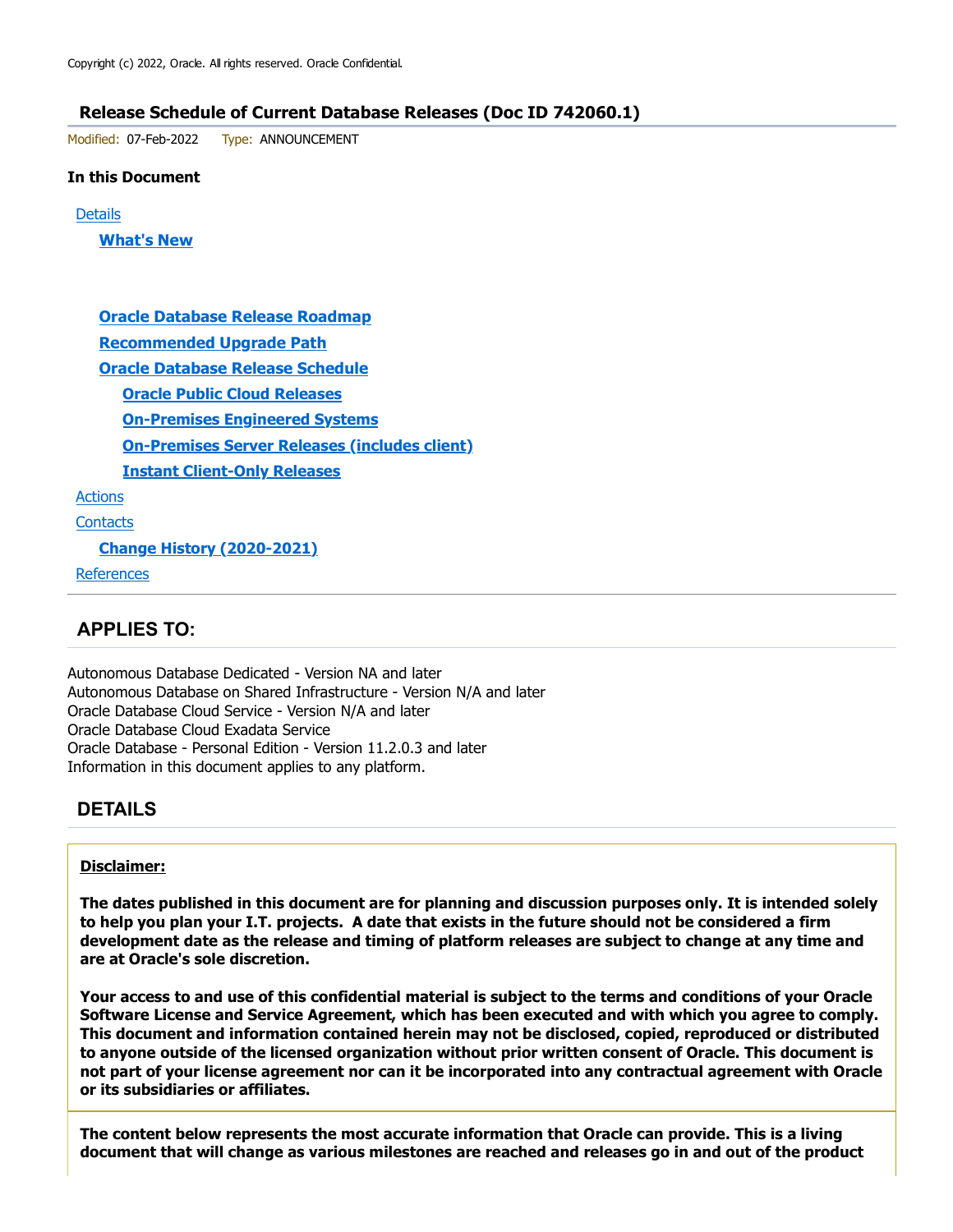Copyright (c) 2022, Oracle. All rights reserved. Oracle Confidential.

## Release Schedule of Current Database Releases (Doc ID 742060.1)

Modified: 07-Feb-2022  Type: ANNOUNCEMENT

**In this Document**

- Details
  - **What's New**
  - **Oracle Database Release Roadmap**
  - **Recommended Upgrade Path**
  - **Oracle Database Release Schedule**
    - **Oracle Public Cloud Releases**
    - **On-Premises Engineered Systems**
    - **On-Premises Server Releases (includes client)**
    - **Instant Client-Only Releases**
- Actions
- Contacts
  - **Change History (2020-2021)**
- References

## APPLIES TO:

Autonomous Database Dedicated - Version NA and later
Autonomous Database on Shared Infrastructure - Version N/A and later
Oracle Database Cloud Service - Version N/A and later
Oracle Database Cloud Exadata Service
Oracle Database - Personal Edition - Version 11.2.0.3 and later
Information in this document applies to any platform.

## DETAILS

**Disclaimer:**

**The dates published in this document are for planning and discussion purposes only. It is intended solely to help you plan your I.T. projects. A date that exists in the future should not be considered a firm development date as the release and timing of platform releases are subject to change at any time and are at Oracle's sole discretion.**

**Your access to and use of this confidential material is subject to the terms and conditions of your Oracle Software License and Service Agreement, which has been executed and with which you agree to comply. This document and information contained herein may not be disclosed, copied, reproduced or distributed to anyone outside of the licensed organization without prior written consent of Oracle. This document is not part of your license agreement nor can it be incorporated into any contractual agreement with Oracle or its subsidiaries or affiliates.**

**The content below represents the most accurate information that Oracle can provide. This is a living document that will change as various milestones are reached and releases go in and out of the product**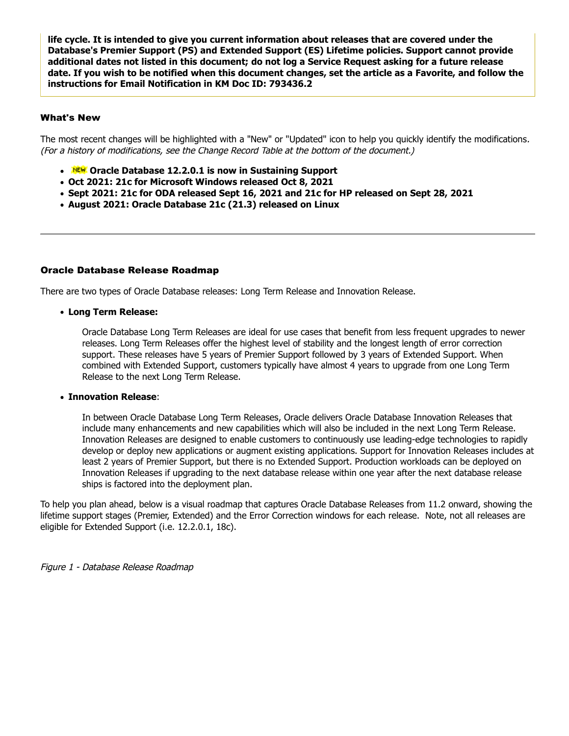**life cycle. It is intended to give you current information about releases that are covered under the Database's Premier Support (PS) and Extended Support (ES) Lifetime policies. Support cannot provide additional dates not listed in this document; do not log a Service Request asking for a future release date. If you wish to be notified when this document changes, set the article as a Favorite, and follow the instructions for Email Notification in KM Doc ID: 793436.2**

### What's New

The most recent changes will be highlighted with a "New" or "Updated" icon to help you quickly identify the modifications. *(For a history of modifications, see the Change Record Table at the bottom of the document.)*

- NEW **Oracle Database 12.2.0.1 is now in Sustaining Support**
- **Oct 2021: 21c for Microsoft Windows released Oct 8, 2021**
- **Sept 2021: 21c for ODA released Sept 16, 2021 and 21c for HP released on Sept 28, 2021**
- **August 2021: Oracle Database 21c (21.3) released on Linux**

---

### Oracle Database Release Roadmap

There are two types of Oracle Database releases: Long Term Release and Innovation Release.

- **Long Term Release:**

  Oracle Database Long Term Releases are ideal for use cases that benefit from less frequent upgrades to newer releases. Long Term Releases offer the highest level of stability and the longest length of error correction support. These releases have 5 years of Premier Support followed by 3 years of Extended Support. When combined with Extended Support, customers typically have almost 4 years to upgrade from one Long Term Release to the next Long Term Release.

- **Innovation Release**:

  In between Oracle Database Long Term Releases, Oracle delivers Oracle Database Innovation Releases that include many enhancements and new capabilities which will also be included in the next Long Term Release. Innovation Releases are designed to enable customers to continuously use leading-edge technologies to rapidly develop or deploy new applications or augment existing applications. Support for Innovation Releases includes at least 2 years of Premier Support, but there is no Extended Support. Production workloads can be deployed on Innovation Releases if upgrading to the next database release within one year after the next database release ships is factored into the deployment plan.

To help you plan ahead, below is a visual roadmap that captures Oracle Database Releases from 11.2 onward, showing the lifetime support stages (Premier, Extended) and the Error Correction windows for each release. Note, not all releases are eligible for Extended Support (i.e. 12.2.0.1, 18c).

*Figure 1 - Database Release Roadmap*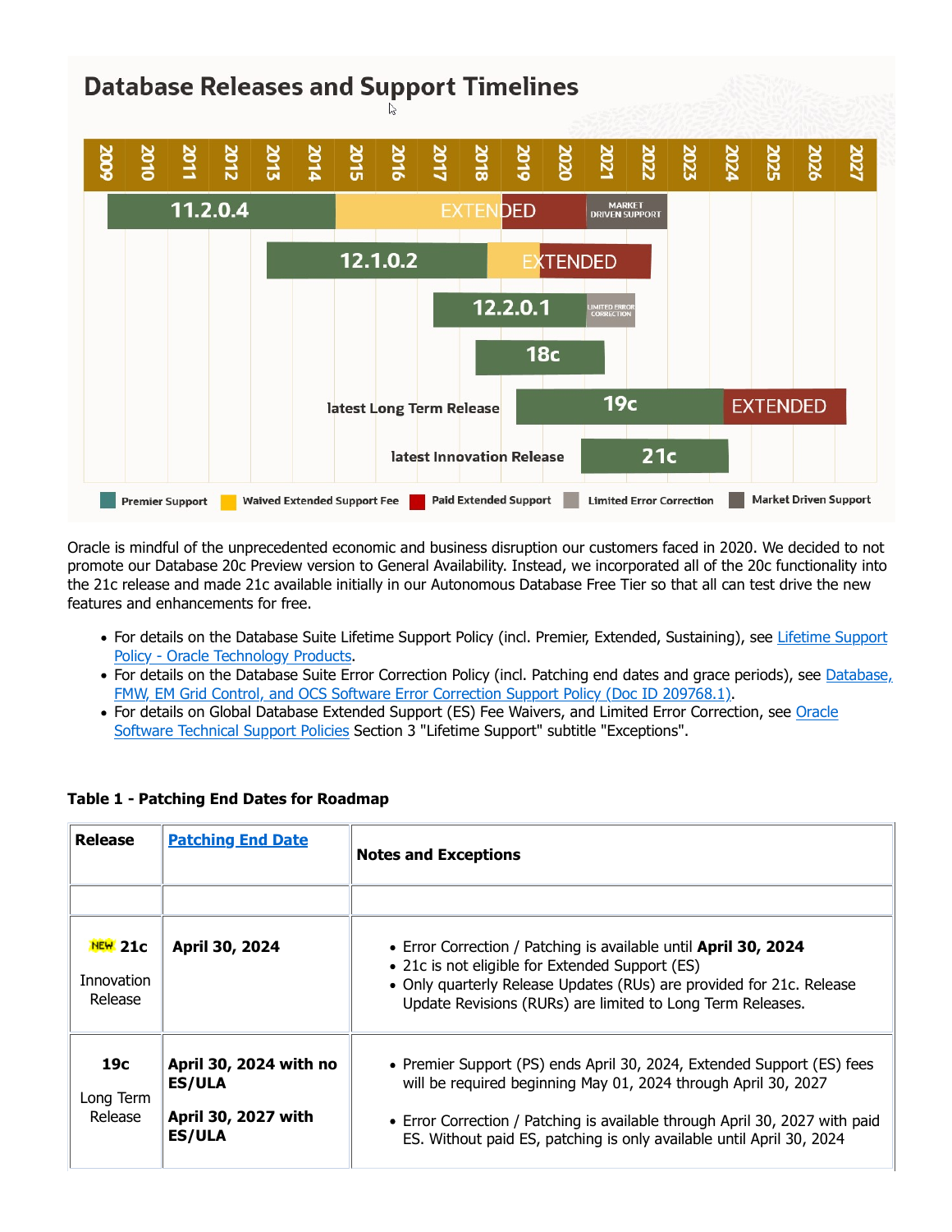## Database Releases and Support Timelines

| | 2009 | 2010 | 2011 | 2012 | 2013 | 2014 | 2015 | 2016 | 2017 | 2018 | 2019 | 2020 | 2021 | 2022 | 2023 | 2024 | 2025 | 2026 | 2027 |
|---|---|---|---|---|---|---|---|---|---|---|---|---|---|---|---|---|---|---|---|
| 11.2.0.4 | | | | | | | EXTENDED | | | | | | MARKET DRIVEN SUPPORT | | | | | | |
| 12.1.0.2 | | | | | | | | | | | EXTENDED | | | | | | | | |
| 12.2.0.1 | | | | | | | | | | | | | LIMITED ERROR CORRECTION | | | | | | |
| 18c | | | | | | | | | | | | | | | | | | | |
| latest Long Term Release: 19c | | | | | | | | | | | | | | | | EXTENDED | | | |
| latest Innovation Release: 21c | | | | | | | | | | | | | | | | | | | |

Premier Support | Waived Extended Support Fee | Paid Extended Support | Limited Error Correction | Market Driven Support

Oracle is mindful of the unprecedented economic and business disruption our customers faced in 2020. We decided to not promote our Database 20c Preview version to General Availability. Instead, we incorporated all of the 20c functionality into the 21c release and made 21c available initially in our Autonomous Database Free Tier so that all can test drive the new features and enhancements for free.

- For details on the Database Suite Lifetime Support Policy (incl. Premier, Extended, Sustaining), see Lifetime Support Policy - Oracle Technology Products.
- For details on the Database Suite Error Correction Policy (incl. Patching end dates and grace periods), see Database, FMW, EM Grid Control, and OCS Software Error Correction Support Policy (Doc ID 209768.1).
- For details on Global Database Extended Support (ES) Fee Waivers, and Limited Error Correction, see Oracle Software Technical Support Policies Section 3 "Lifetime Support" subtitle "Exceptions".

**Table 1 - Patching End Dates for Roadmap**

| Release | Patching End Date | Notes and Exceptions |
|---|---|---|
| | | |
| NEW **21c** Innovation Release | **April 30, 2024** | • Error Correction / Patching is available until **April 30, 2024**<br>• 21c is not eligible for Extended Support (ES)<br>• Only quarterly Release Updates (RUs) are provided for 21c. Release Update Revisions (RURs) are limited to Long Term Releases. |
| **19c** Long Term Release | **April 30, 2024 with no ES/ULA**<br><br>**April 30, 2027 with ES/ULA** | • Premier Support (PS) ends April 30, 2024, Extended Support (ES) fees will be required beginning May 01, 2024 through April 30, 2027<br><br>• Error Correction / Patching is available through April 30, 2027 with paid ES. Without paid ES, patching is only available until April 30, 2024 |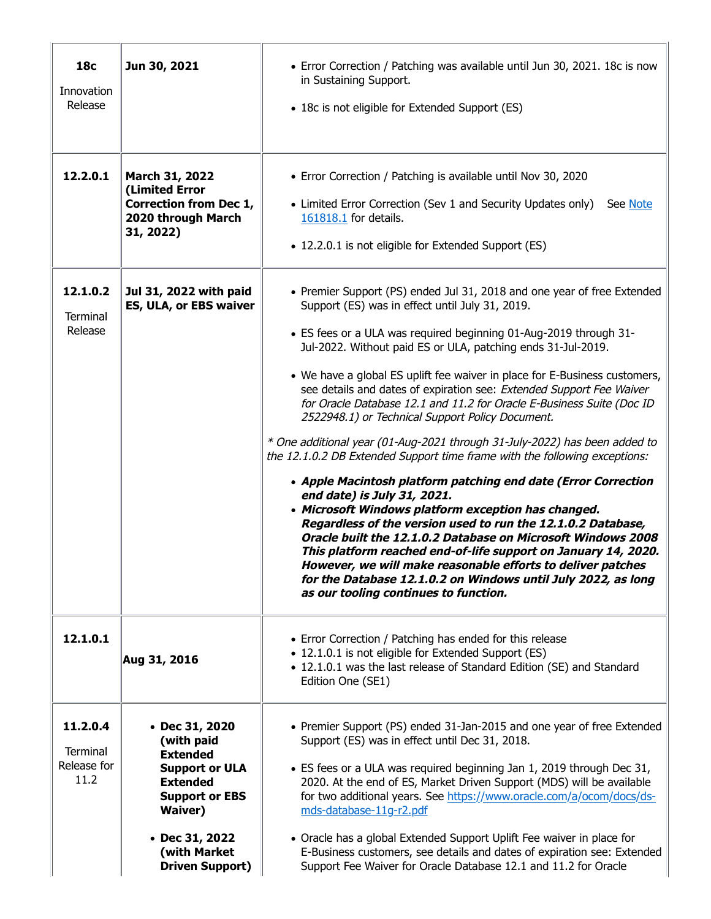| | | |
|---|---|---|
| **18c**<br>Innovation Release | **Jun 30, 2021** | • Error Correction / Patching was available until Jun 30, 2021. 18c is now in Sustaining Support.<br>• 18c is not eligible for Extended Support (ES) |
| **12.2.0.1** | **March 31, 2022 (Limited Error Correction from Dec 1, 2020 through March 31, 2022)** | • Error Correction / Patching is available until Nov 30, 2020<br>• Limited Error Correction (Sev 1 and Security Updates only) See Note 161818.1 for details.<br>• 12.2.0.1 is not eligible for Extended Support (ES) |
| **12.1.0.2**<br>Terminal Release | **Jul 31, 2022 with paid ES, ULA, or EBS waiver** | • Premier Support (PS) ended Jul 31, 2018 and one year of free Extended Support (ES) was in effect until July 31, 2019.<br>• ES fees or a ULA was required beginning 01-Aug-2019 through 31-Jul-2022. Without paid ES or ULA, patching ends 31-Jul-2019.<br>• We have a global ES uplift fee waiver in place for E-Business customers, see details and dates of expiration see: *Extended Support Fee Waiver for Oracle Database 12.1 and 11.2 for Oracle E-Business Suite (Doc ID 2522948.1) or Technical Support Policy Document.*<br><br>*\* One additional year (01-Aug-2021 through 31-July-2022) has been added to the 12.1.0.2 DB Extended Support time frame with the following exceptions:*<br><br>• ***Apple Macintosh platform patching end date (Error Correction end date) is July 31, 2021.***<br>• ***Microsoft Windows platform exception has changed. Regardless of the version used to run the 12.1.0.2 Database, Oracle built the 12.1.0.2 Database on Microsoft Windows 2008 This platform reached end-of-life support on January 14, 2020. However, we will make reasonable efforts to deliver patches for the Database 12.1.0.2 on Windows until July 2022, as long as our tooling continues to function.*** |
| **12.1.0.1** | **Aug 31, 2016** | • Error Correction / Patching has ended for this release<br>• 12.1.0.1 is not eligible for Extended Support (ES)<br>• 12.1.0.1 was the last release of Standard Edition (SE) and Standard Edition One (SE1) |
| **11.2.0.4**<br>Terminal Release for 11.2 | • **Dec 31, 2020 (with paid Extended Support or ULA Extended Support or EBS Waiver)**<br>• **Dec 31, 2022 (with Market Driven Support)** | • Premier Support (PS) ended 31-Jan-2015 and one year of free Extended Support (ES) was in effect until Dec 31, 2018.<br>• ES fees or a ULA was required beginning Jan 1, 2019 through Dec 31, 2020. At the end of ES, Market Driven Support (MDS) will be available for two additional years. See https://www.oracle.com/a/ocom/docs/ds-mds-database-11g-r2.pdf<br>• Oracle has a global Extended Support Uplift Fee waiver in place for E-Business customers, see details and dates of expiration see: Extended Support Fee Waiver for Oracle Database 12.1 and 11.2 for Oracle |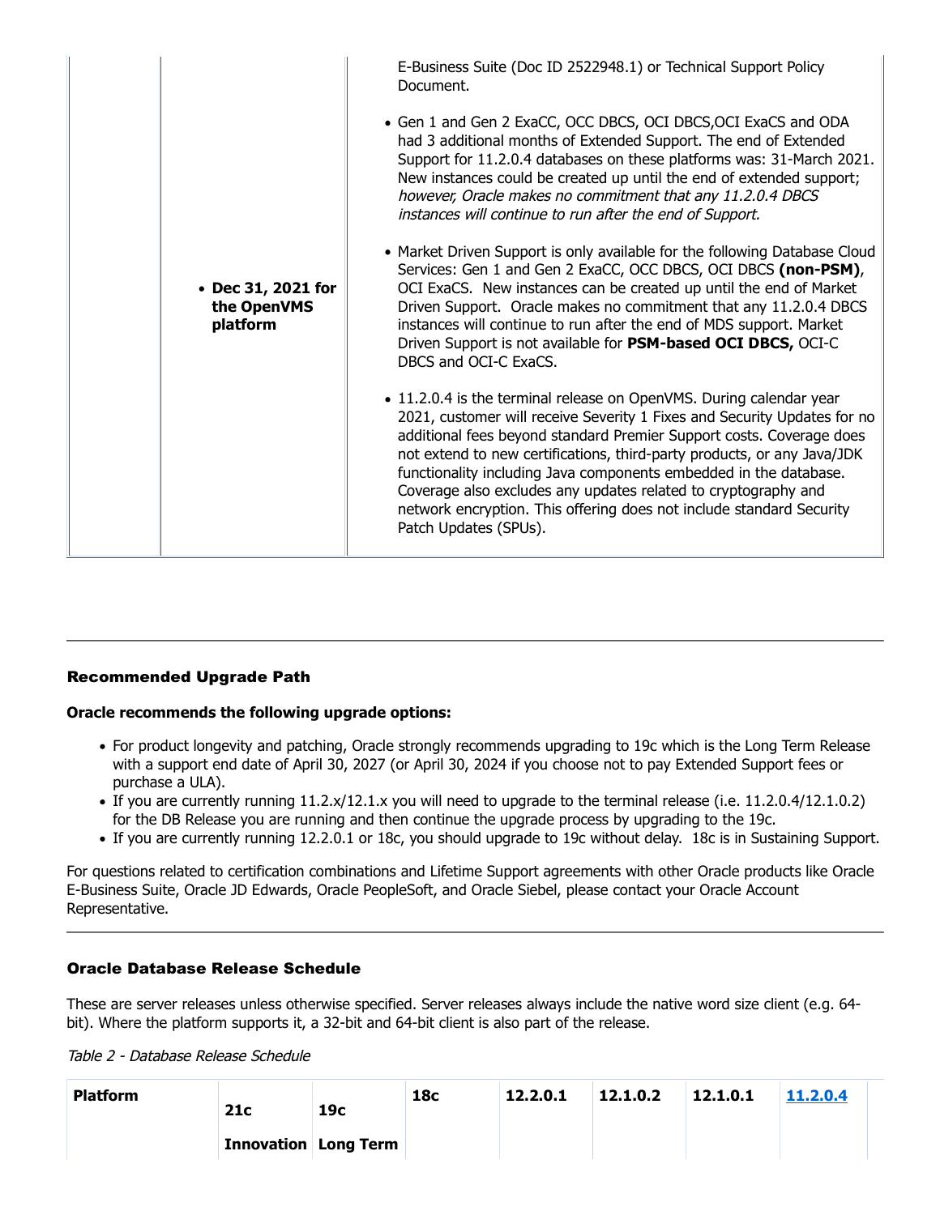| | | |
|---|---|---|
| | | E-Business Suite (Doc ID 2522948.1) or Technical Support Policy Document. |
| | | • Gen 1 and Gen 2 ExaCC, OCC DBCS, OCI DBCS,OCI ExaCS and ODA had 3 additional months of Extended Support. The end of Extended Support for 11.2.0.4 databases on these platforms was: 31-March 2021. New instances could be created up until the end of extended support; *however, Oracle makes no commitment that any 11.2.0.4 DBCS instances will continue to run after the end of Support.* |
| | • **Dec 31, 2021 for the OpenVMS platform** | • Market Driven Support is only available for the following Database Cloud Services: Gen 1 and Gen 2 ExaCC, OCC DBCS, OCI DBCS **(non-PSM)**, OCI ExaCS. New instances can be created up until the end of Market Driven Support. Oracle makes no commitment that any 11.2.0.4 DBCS instances will continue to run after the end of MDS support. Market Driven Support is not available for **PSM-based OCI DBCS,** OCI-C DBCS and OCI-C ExaCS. |
| | | • 11.2.0.4 is the terminal release on OpenVMS. During calendar year 2021, customer will receive Severity 1 Fixes and Security Updates for no additional fees beyond standard Premier Support costs. Coverage does not extend to new certifications, third-party products, or any Java/JDK functionality including Java components embedded in the database. Coverage also excludes any updates related to cryptography and network encryption. This offering does not include standard Security Patch Updates (SPUs). |

---

### Recommended Upgrade Path

**Oracle recommends the following upgrade options:**

- For product longevity and patching, Oracle strongly recommends upgrading to 19c which is the Long Term Release with a support end date of April 30, 2027 (or April 30, 2024 if you choose not to pay Extended Support fees or purchase a ULA).
- If you are currently running 11.2.x/12.1.x you will need to upgrade to the terminal release (i.e. 11.2.0.4/12.1.0.2) for the DB Release you are running and then continue the upgrade process by upgrading to the 19c.
- If you are currently running 12.2.0.1 or 18c, you should upgrade to 19c without delay. 18c is in Sustaining Support.

For questions related to certification combinations and Lifetime Support agreements with other Oracle products like Oracle E-Business Suite, Oracle JD Edwards, Oracle PeopleSoft, and Oracle Siebel, please contact your Oracle Account Representative.

---

### Oracle Database Release Schedule

These are server releases unless otherwise specified. Server releases always include the native word size client (e.g. 64-bit). Where the platform supports it, a 32-bit and 64-bit client is also part of the release.

*Table 2 - Database Release Schedule*

| Platform | 21c Innovation | 19c Long Term | 18c | 12.2.0.1 | 12.1.0.2 | 12.1.0.1 | 11.2.0.4 |
|---|---|---|---|---|---|---|---|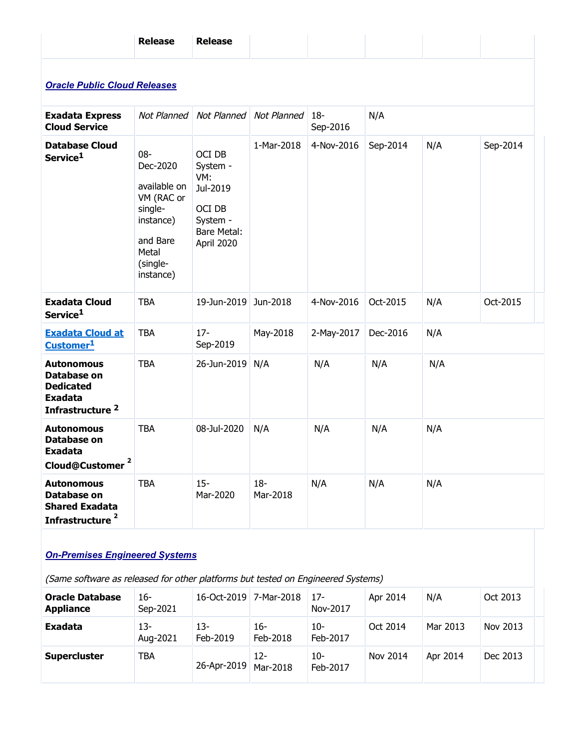| | Release | Release | | | | | |
|---|---|---|---|---|---|---|---|
| ***Oracle Public Cloud Releases*** | | | | | | | |
| **Exadata Express Cloud Service** | *Not Planned* | *Not Planned* | *Not Planned* | 18-Sep-2016 | N/A | | |
| **Database Cloud Service**[1] | 08-Dec-2020 available on VM (RAC or single-instance) and Bare Metal (single-instance) | OCI DB System - VM: Jul-2019 OCI DB System - Bare Metal: April 2020 | 1-Mar-2018 | 4-Nov-2016 | Sep-2014 | N/A | Sep-2014 |
| **Exadata Cloud Service**[1] | TBA | 19-Jun-2019 | Jun-2018 | 4-Nov-2016 | Oct-2015 | N/A | Oct-2015 |
| **Exadata Cloud at Customer**[1] | TBA | 17-Sep-2019 | May-2018 | 2-May-2017 | Dec-2016 | N/A | |
| **Autonomous Database on Dedicated Exadata Infrastructure** [2] | TBA | 26-Jun-2019 | N/A | N/A | N/A | N/A | |
| **Autonomous Database on Exadata Cloud@Customer** [2] | TBA | 08-Jul-2020 | N/A | N/A | N/A | N/A | |
| **Autonomous Database on Shared Exadata Infrastructure** [2] | TBA | 15-Mar-2020 | 18-Mar-2018 | N/A | N/A | N/A | |
| ***On-Premises Engineered Systems*** *(Same software as released for other platforms but tested on Engineered Systems)* | | | | | | | |
| **Oracle Database Appliance** | 16-Sep-2021 | 16-Oct-2019 | 7-Mar-2018 | 17-Nov-2017 | Apr 2014 | N/A | Oct 2013 |
| **Exadata** | 13-Aug-2021 | 13-Feb-2019 | 16-Feb-2018 | 10-Feb-2017 | Oct 2014 | Mar 2013 | Nov 2013 |
| **Supercluster** | TBA | 26-Apr-2019 | 12-Mar-2018 | 10-Feb-2017 | Nov 2014 | Apr 2014 | Dec 2013 |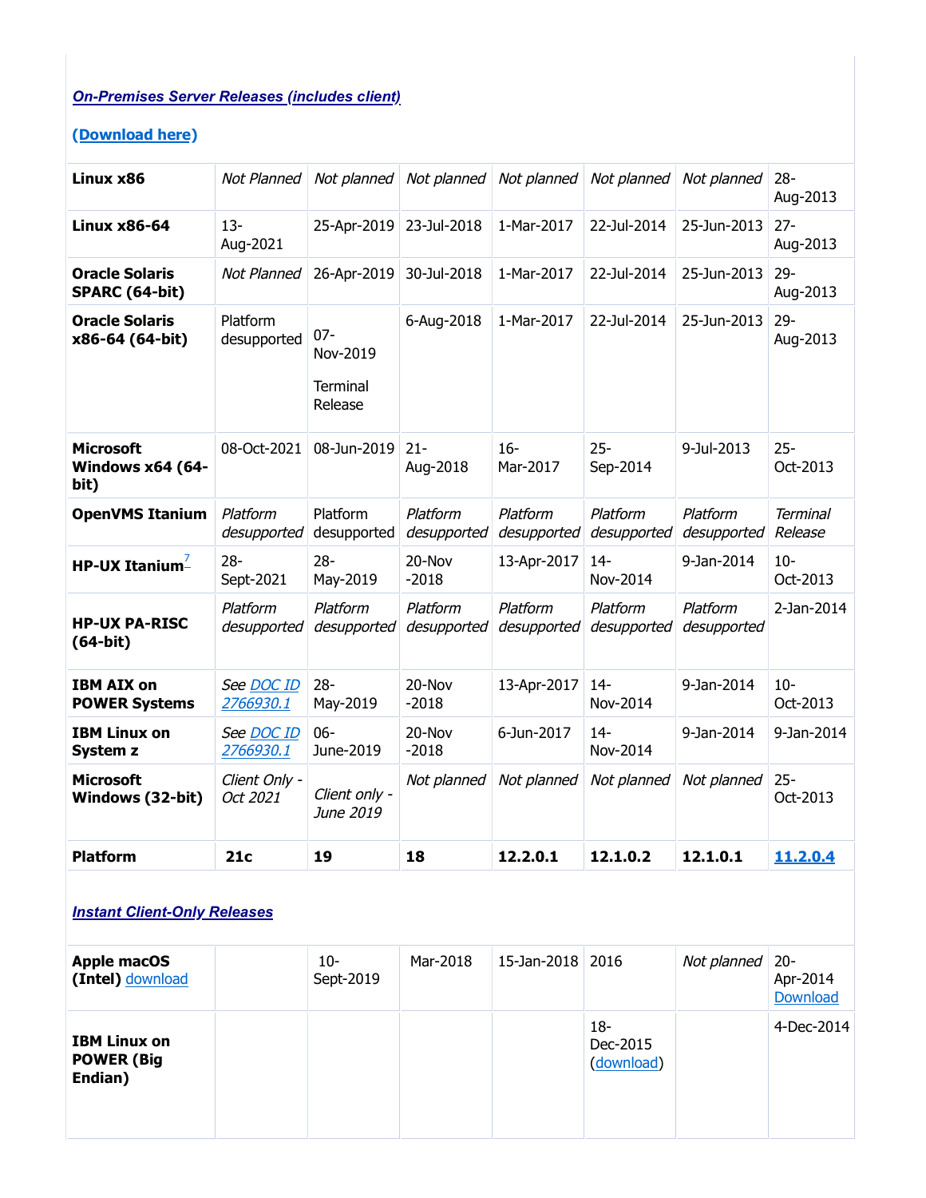***On-Premises Server Releases (includes client)***

**(Download here)**

| **Linux x86** | *Not Planned* | *Not planned* | *Not planned* | *Not planned* | *Not planned* | *Not planned* | 28-Aug-2013 |
|---|---|---|---|---|---|---|---|
| **Linux x86-64** | 13-Aug-2021 | 25-Apr-2019 | 23-Jul-2018 | 1-Mar-2017 | 22-Jul-2014 | 25-Jun-2013 | 27-Aug-2013 |
| **Oracle Solaris SPARC (64-bit)** | *Not Planned* | 26-Apr-2019 | 30-Jul-2018 | 1-Mar-2017 | 22-Jul-2014 | 25-Jun-2013 | 29-Aug-2013 |
| **Oracle Solaris x86-64 (64-bit)** | Platform desupported | 07-Nov-2019 Terminal Release | 6-Aug-2018 | 1-Mar-2017 | 22-Jul-2014 | 25-Jun-2013 | 29-Aug-2013 |
| **Microsoft Windows x64 (64-bit)** | 08-Oct-2021 | 08-Jun-2019 | 21-Aug-2018 | 16-Mar-2017 | 25-Sep-2014 | 9-Jul-2013 | 25-Oct-2013 |
| **OpenVMS Itanium** | *Platform desupported* | Platform desupported | *Platform desupported* | *Platform desupported* | *Platform desupported* | *Platform desupported* | *Terminal Release* |
| **HP-UX Itanium**[7] | 28-Sept-2021 | 28-May-2019 | 20-Nov-2018 | 13-Apr-2017 | 14-Nov-2014 | 9-Jan-2014 | 10-Oct-2013 |
| **HP-UX PA-RISC (64-bit)** | *Platform desupported* | *Platform desupported* | *Platform desupported* | *Platform desupported* | *Platform desupported* | *Platform desupported* | 2-Jan-2014 |
| **IBM AIX on POWER Systems** | *See DOC ID 2766930.1* | 28-May-2019 | 20-Nov-2018 | 13-Apr-2017 | 14-Nov-2014 | 9-Jan-2014 | 10-Oct-2013 |
| **IBM Linux on System z** | *See DOC ID 2766930.1* | 06-June-2019 | 20-Nov-2018 | 6-Jun-2017 | 14-Nov-2014 | 9-Jan-2014 | 9-Jan-2014 |
| **Microsoft Windows (32-bit)** | *Client Only - Oct 2021* | *Client only - June 2019* | *Not planned* | *Not planned* | *Not planned* | *Not planned* | 25-Oct-2013 |
| **Platform** | **21c** | **19** | **18** | **12.2.0.1** | **12.1.0.2** | **12.1.0.1** | **11.2.0.4** |

***Instant Client-Only Releases***

| **Apple macOS (Intel)** download | | 10-Sept-2019 | Mar-2018 | 15-Jan-2018 | 2016 | *Not planned* | 20-Apr-2014 Download |
|---|---|---|---|---|---|---|---|
| **IBM Linux on POWER (Big Endian)** | | | | | 18-Dec-2015 (download) | | 4-Dec-2014 |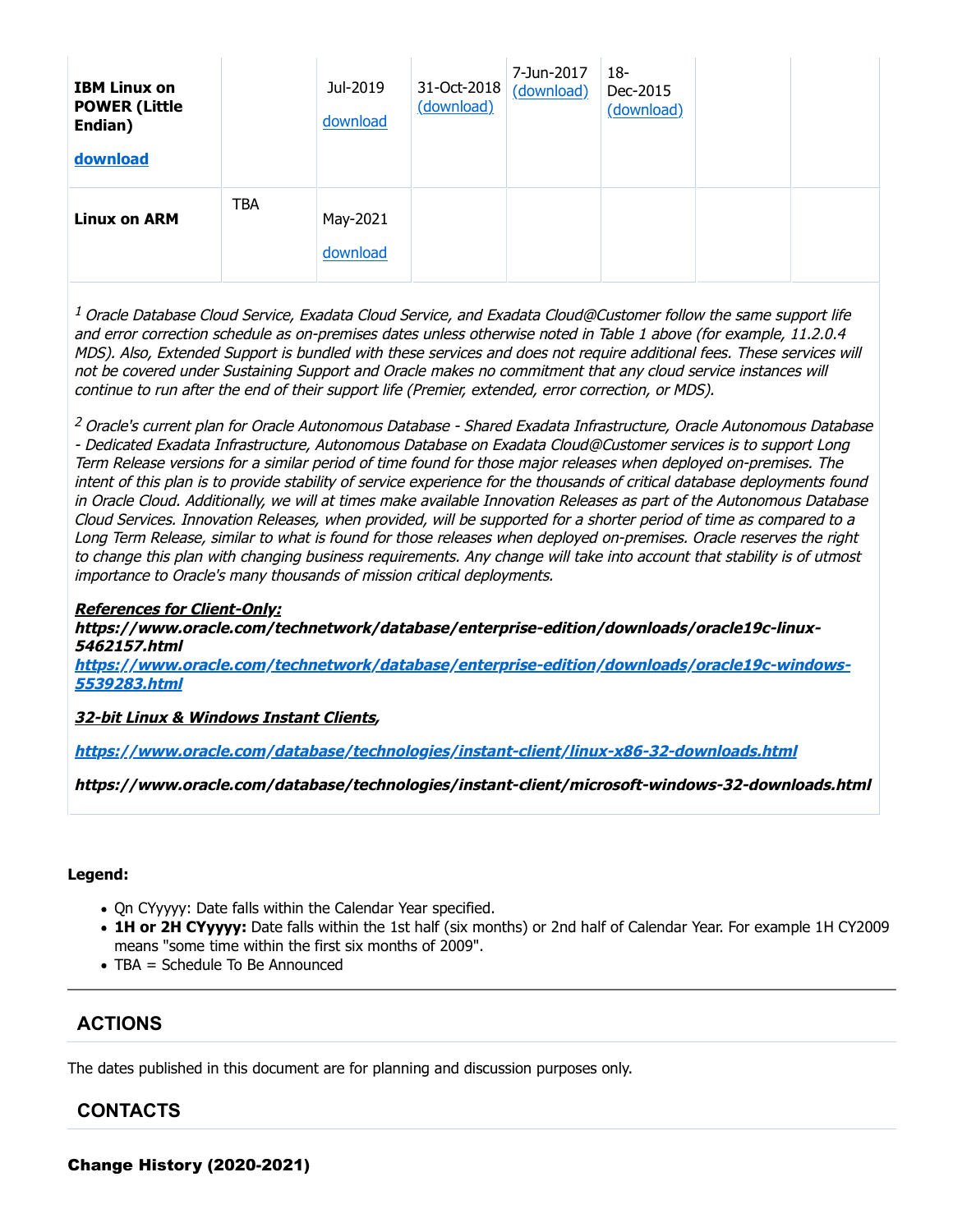| | | | | | | | |
|---|---|---|---|---|---|---|---|
| **IBM Linux on POWER (Little Endian)** **download** | | Jul-2019 download | 31-Oct-2018 (download) | 7-Jun-2017 (download) | 18-Dec-2015 (download) | | |
| **Linux on ARM** | TBA | May-2021 download | | | | | |

*[1] Oracle Database Cloud Service, Exadata Cloud Service, and Exadata Cloud@Customer follow the same support life and error correction schedule as on-premises dates unless otherwise noted in Table 1 above (for example, 11.2.0.4 MDS). Also, Extended Support is bundled with these services and does not require additional fees. These services will not be covered under Sustaining Support and Oracle makes no commitment that any cloud service instances will continue to run after the end of their support life (Premier, extended, error correction, or MDS).*

*[2] Oracle's current plan for Oracle Autonomous Database - Shared Exadata Infrastructure, Oracle Autonomous Database - Dedicated Exadata Infrastructure, Autonomous Database on Exadata Cloud@Customer services is to support Long Term Release versions for a similar period of time found for those major releases when deployed on-premises. The intent of this plan is to provide stability of service experience for the thousands of critical database deployments found in Oracle Cloud. Additionally, we will at times make available Innovation Releases as part of the Autonomous Database Cloud Services. Innovation Releases, when provided, will be supported for a shorter period of time as compared to a Long Term Release, similar to what is found for those releases when deployed on-premises. Oracle reserves the right to change this plan with changing business requirements. Any change will take into account that stability is of utmost importance to Oracle's many thousands of mission critical deployments.*

***References for Client-Only:***
***https://www.oracle.com/technetwork/database/enterprise-edition/downloads/oracle19c-linux-5462157.html***
***https://www.oracle.com/technetwork/database/enterprise-edition/downloads/oracle19c-windows-5539283.html***

***32-bit Linux & Windows Instant Clients,***

***https://www.oracle.com/database/technologies/instant-client/linux-x86-32-downloads.html***

***https://www.oracle.com/database/technologies/instant-client/microsoft-windows-32-downloads.html***

**Legend:**

- Qn CYyyyy: Date falls within the Calendar Year specified.
- **1H or 2H CYyyyy:** Date falls within the 1st half (six months) or 2nd half of Calendar Year. For example 1H CY2009 means "some time within the first six months of 2009".
- TBA = Schedule To Be Announced

## ACTIONS

The dates published in this document are for planning and discussion purposes only.

## CONTACTS

**Change History (2020-2021)**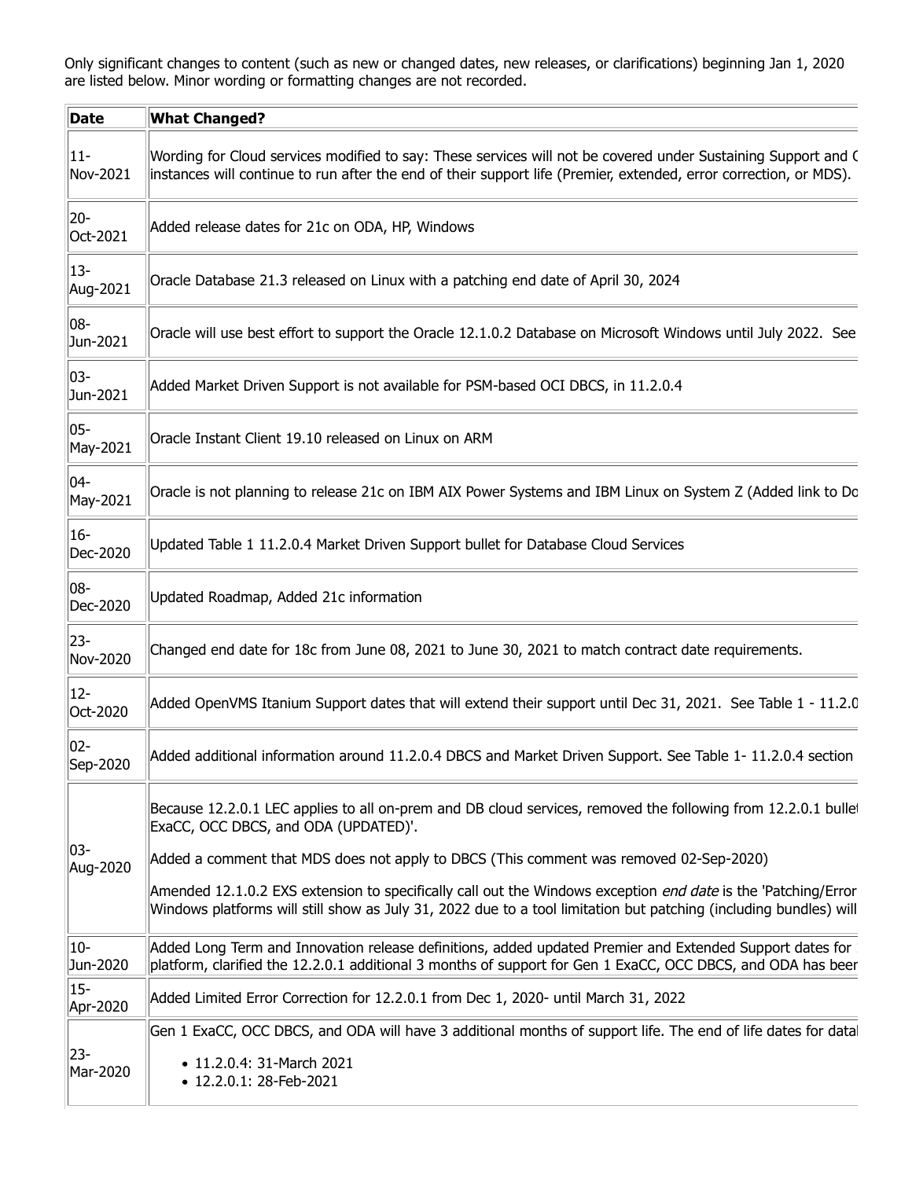Only significant changes to content (such as new or changed dates, new releases, or clarifications) beginning Jan 1, 2020 are listed below. Minor wording or formatting changes are not recorded.

| Date | What Changed? |
|---|---|
| 11-Nov-2021 | Wording for Cloud services modified to say: These services will not be covered under Sustaining Support and C instances will continue to run after the end of their support life (Premier, extended, error correction, or MDS). |
| 20-Oct-2021 | Added release dates for 21c on ODA, HP, Windows |
| 13-Aug-2021 | Oracle Database 21.3 released on Linux with a patching end date of April 30, 2024 |
| 08-Jun-2021 | Oracle will use best effort to support the Oracle 12.1.0.2 Database on Microsoft Windows until July 2022. See |
| 03-Jun-2021 | Added Market Driven Support is not available for PSM-based OCI DBCS, in 11.2.0.4 |
| 05-May-2021 | Oracle Instant Client 19.10 released on Linux on ARM |
| 04-May-2021 | Oracle is not planning to release 21c on IBM AIX Power Systems and IBM Linux on System Z (Added link to Do |
| 16-Dec-2020 | Updated Table 1 11.2.0.4 Market Driven Support bullet for Database Cloud Services |
| 08-Dec-2020 | Updated Roadmap, Added 21c information |
| 23-Nov-2020 | Changed end date for 18c from June 08, 2021 to June 30, 2021 to match contract date requirements. |
| 12-Oct-2020 | Added OpenVMS Itanium Support dates that will extend their support until Dec 31, 2021. See Table 1 - 11.2.0 |
| 02-Sep-2020 | Added additional information around 11.2.0.4 DBCS and Market Driven Support. See Table 1- 11.2.0.4 section |
| 03-Aug-2020 | Because 12.2.0.1 LEC applies to all on-prem and DB cloud services, removed the following from 12.2.0.1 bullet ExaCC, OCC DBCS, and ODA (UPDATED)'.<br><br>Added a comment that MDS does not apply to DBCS (This comment was removed 02-Sep-2020)<br><br>Amended 12.1.0.2 EXS extension to specifically call out the Windows exception *end date* is the 'Patching/Error Windows platforms will still show as July 31, 2022 due to a tool limitation but patching (including bundles) will |
| 10-Jun-2020 | Added Long Term and Innovation release definitions, added updated Premier and Extended Support dates for platform, clarified the 12.2.0.1 additional 3 months of support for Gen 1 ExaCC, OCC DBCS, and ODA has been |
| 15-Apr-2020 | Added Limited Error Correction for 12.2.0.1 from Dec 1, 2020- until March 31, 2022 |
| 23-Mar-2020 | Gen 1 ExaCC, OCC DBCS, and ODA will have 3 additional months of support life. The end of life dates for datal<br><br>• 11.2.0.4: 31-March 2021<br>• 12.2.0.1: 28-Feb-2021 |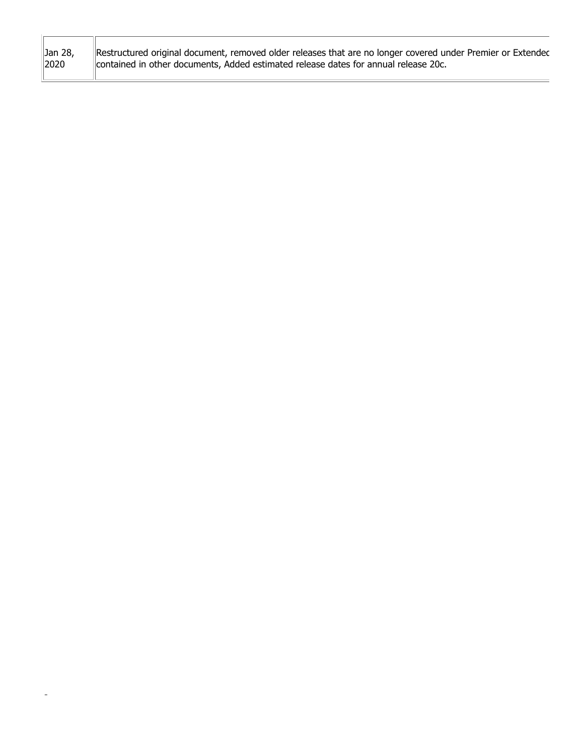| Jan 28, 2020 | Restructured original document, removed older releases that are no longer covered under Premier or Extendec contained in other documents, Added estimated release dates for annual release 20c. |
|---|---|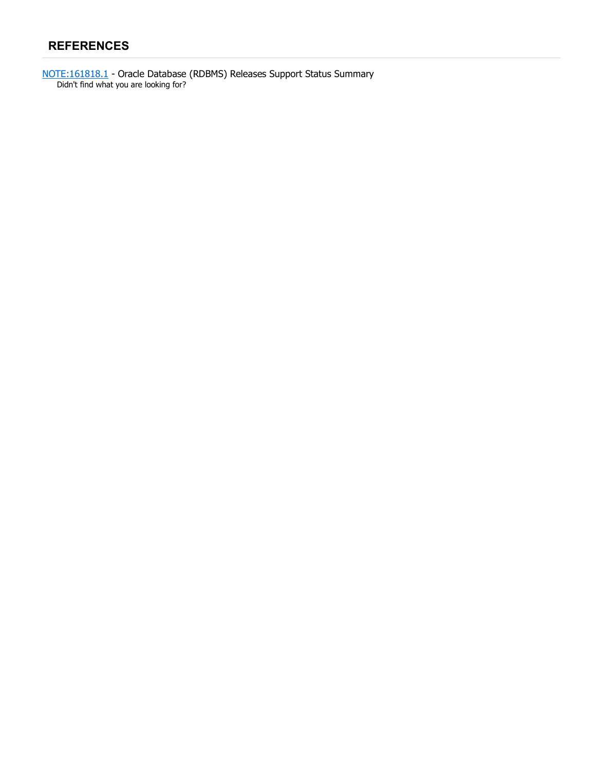## REFERENCES

NOTE:161818.1 - Oracle Database (RDBMS) Releases Support Status Summary

Didn't find what you are looking for?